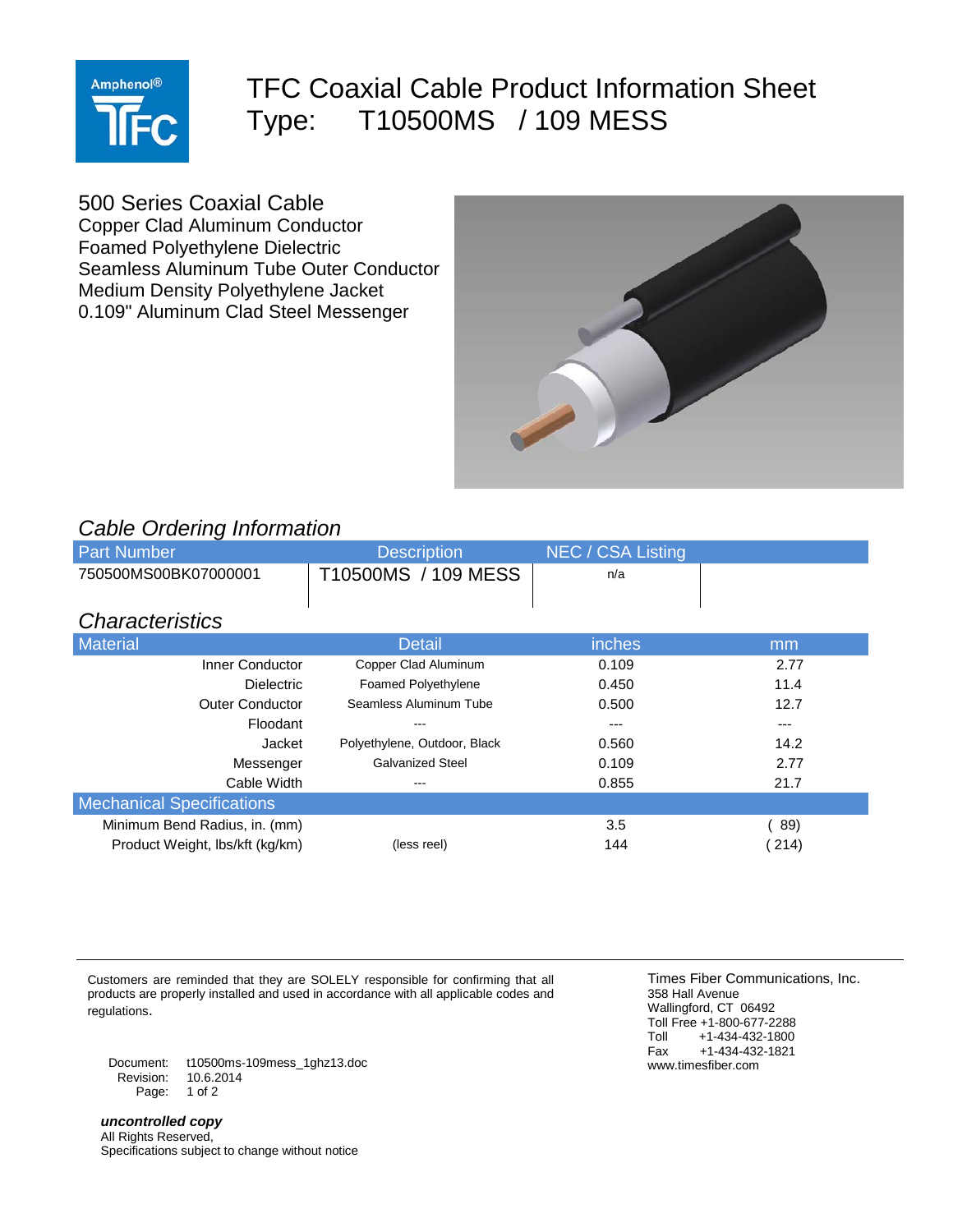# TFC Coaxial Cable Product Information Sheet

## Type: T10500MS / 109 MESS

500 Series Coaxial Cable
Copper Clad Aluminum Conductor
Foamed Polyethylene Dielectric
Seamless Aluminum Tube Outer Conductor
Medium Density Polyethylene Jacket
0.109" Aluminum Clad Steel Messenger

### *Cable Ordering Information*

| Part Number | Description | NEC / CSA Listing | |
|---|---|---|---|
| 750500MS00BK07000001 | T10500MS / 109 MESS | n/a | |

### *Characteristics*

| Material | Detail | inches | mm |
|---|---|---|---|
| Inner Conductor | Copper Clad Aluminum | 0.109 | 2.77 |
| Dielectric | Foamed Polyethylene | 0.450 | 11.4 |
| Outer Conductor | Seamless Aluminum Tube | 0.500 | 12.7 |
| Floodant | --- | --- | --- |
| Jacket | Polyethylene, Outdoor, Black | 0.560 | 14.2 |
| Messenger | Galvanized Steel | 0.109 | 2.77 |
| Cable Width | --- | 0.855 | 21.7 |
| **Mechanical Specifications** | | | |
| Minimum Bend Radius, in. (mm) | | 3.5 | ( 89) |
| Product Weight, lbs/kft (kg/km) | (less reel) | 144 | ( 214) |

Customers are reminded that they are SOLELY responsible for confirming that all products are properly installed and used in accordance with all applicable codes and regulations.

Document: t10500ms-109mess_1ghz13.doc
Revision: 10.6.2014

***uncontrolled copy***
All Rights Reserved,
Specifications subject to change without notice

Times Fiber Communications, Inc.
358 Hall Avenue
Wallingford, CT 06492
Toll Free +1-800-677-2288
Toll +1-434-432-1800
Fax +1-434-432-1821
www.timesfiber.com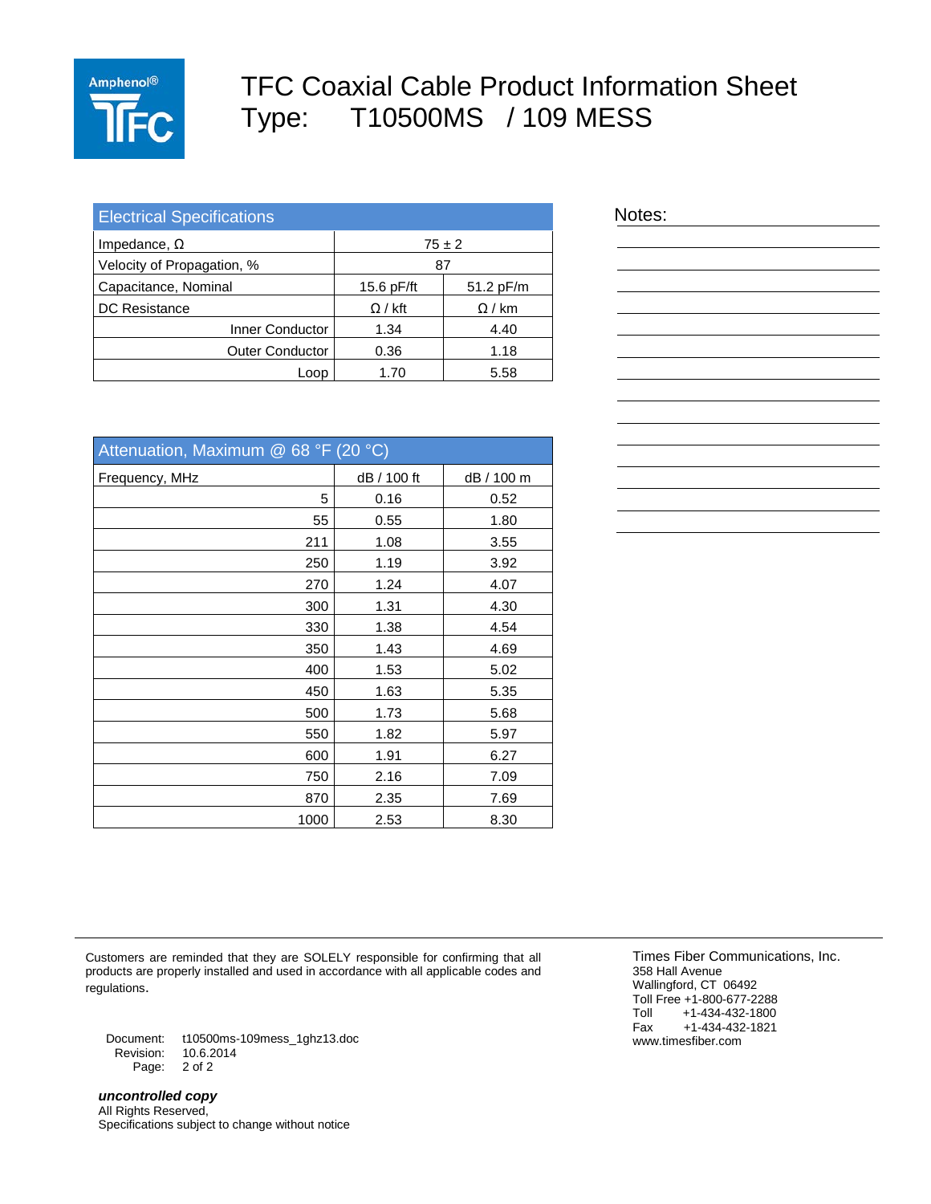# TFC Coaxial Cable Product Information Sheet
# Type: T10500MS / 109 MESS

## Electrical Specifications

| | | |
|---|---|---|
| Impedance, Ω | 75 ± 2 | |
| Velocity of Propagation, % | 87 | |
| Capacitance, Nominal | 15.6 pF/ft | 51.2 pF/m |
| DC Resistance | Ω / kft | Ω / km |
| Inner Conductor | 1.34 | 4.40 |
| Outer Conductor | 0.36 | 1.18 |
| Loop | 1.70 | 5.58 |

## Attenuation, Maximum @ 68 °F (20 °C)

| Frequency, MHz | dB / 100 ft | dB / 100 m |
|---|---|---|
| 5 | 0.16 | 0.52 |
| 55 | 0.55 | 1.80 |
| 211 | 1.08 | 3.55 |
| 250 | 1.19 | 3.92 |
| 270 | 1.24 | 4.07 |
| 300 | 1.31 | 4.30 |
| 330 | 1.38 | 4.54 |
| 350 | 1.43 | 4.69 |
| 400 | 1.53 | 5.02 |
| 450 | 1.63 | 5.35 |
| 500 | 1.73 | 5.68 |
| 550 | 1.82 | 5.97 |
| 600 | 1.91 | 6.27 |
| 750 | 2.16 | 7.09 |
| 870 | 2.35 | 7.69 |
| 1000 | 2.53 | 8.30 |

Notes:

Customers are reminded that they are SOLELY responsible for confirming that all products are properly installed and used in accordance with all applicable codes and regulations.

Document: t10500ms-109mess_1ghz13.doc
Revision: 10.6.2014

***uncontrolled copy***
All Rights Reserved,
Specifications subject to change without notice

Times Fiber Communications, Inc.
358 Hall Avenue
Wallingford, CT 06492
Toll Free +1-800-677-2288
Toll +1-434-432-1800
Fax +1-434-432-1821
www.timesfiber.com